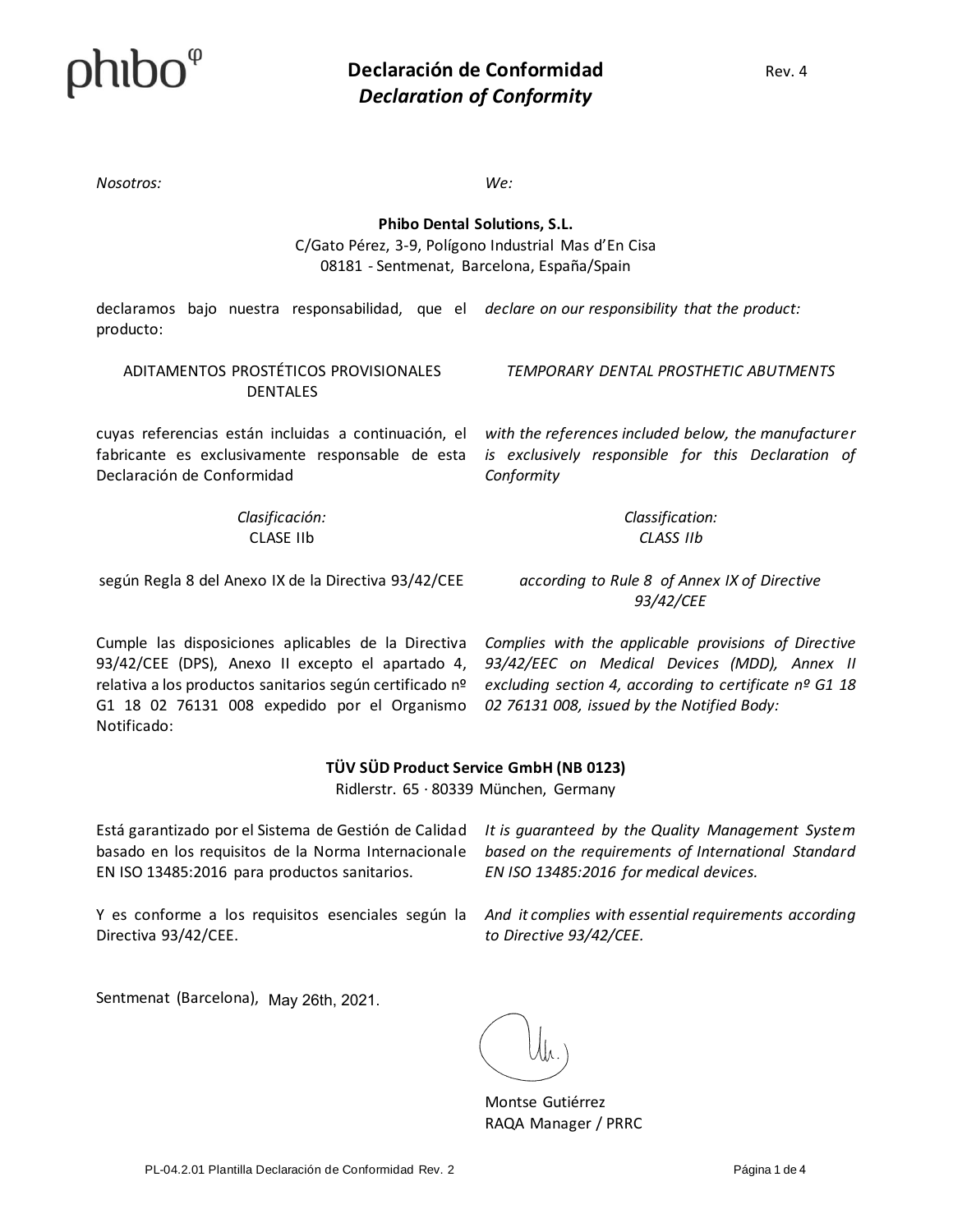phibo

# Declaración de Conformidad
## *Declaration of Conformity*

Rev. 4

*Nosotros:* / *We:*

**Phibo Dental Solutions, S.L.**
C/Gato Pérez, 3-9, Polígono Industrial Mas d'En Cisa
08181 - Sentmenat, Barcelona, España/Spain

declaramos bajo nuestra responsabilidad, que el producto:

*declare on our responsibility that the product:*

ADITAMENTOS PROSTÉTICOS PROVISIONALES DENTALES

*TEMPORARY DENTAL PROSTHETIC ABUTMENTS*

cuyas referencias están incluidas a continuación, el fabricante es exclusivamente responsable de esta Declaración de Conformidad

*with the references included below, the manufacturer is exclusively responsible for this Declaration of Conformity*

*Clasificación:*
CLASE IIb

*Classification:*
*CLASS IIb*

según Regla 8 del Anexo IX de la Directiva 93/42/CEE

*according to Rule 8 of Annex IX of Directive 93/42/CEE*

Cumple las disposiciones aplicables de la Directiva 93/42/CEE (DPS), Anexo II excepto el apartado 4, relativa a los productos sanitarios según certificado nº G1 18 02 76131 008 expedido por el Organismo Notificado:

*Complies with the applicable provisions of Directive 93/42/EEC on Medical Devices (MDD), Annex II excluding section 4, according to certificate nº G1 18 02 76131 008, issued by the Notified Body:*

**TÜV SÜD Product Service GmbH (NB 0123)**
Ridlerstr. 65 · 80339 München, Germany

Está garantizado por el Sistema de Gestión de Calidad basado en los requisitos de la Norma Internacionale EN ISO 13485:2016 para productos sanitarios.

*It is guaranteed by the Quality Management System based on the requirements of International Standard EN ISO 13485:2016 for medical devices.*

Y es conforme a los requisitos esenciales según la Directiva 93/42/CEE.

*And it complies with essential requirements according to Directive 93/42/CEE.*

Sentmenat (Barcelona), May 26th, 2021.

Montse Gutiérrez
RAQA Manager / PRRC

PL-04.2.01 Plantilla Declaración de Conformidad Rev. 2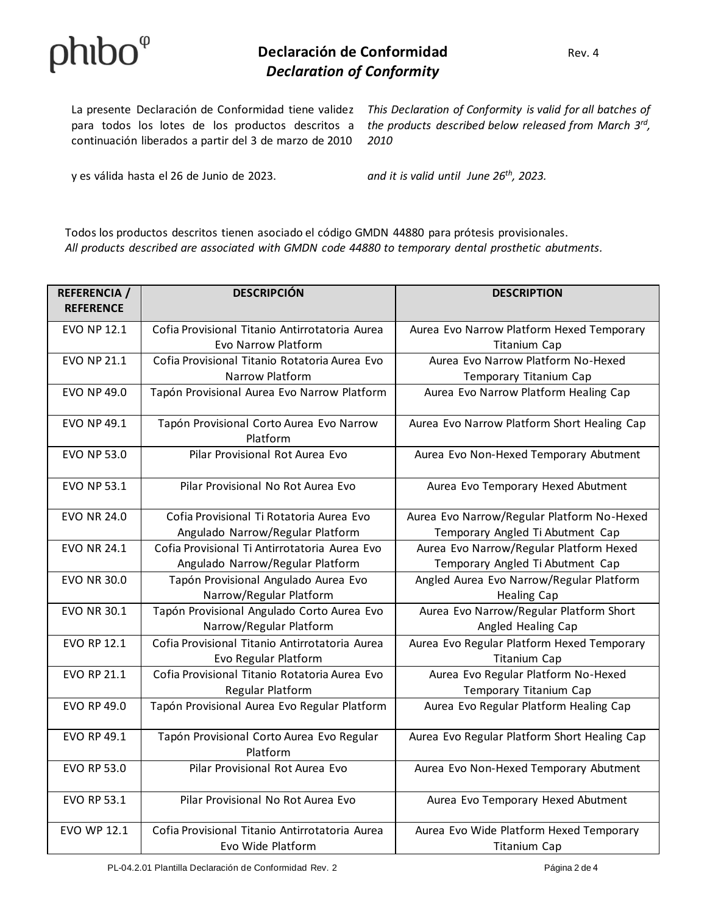# Declaración de Conformidad

## *Declaration of Conformity*

Rev. 4

La presente Declaración de Conformidad tiene validez para todos los lotes de los productos descritos a continuación liberados a partir del 3 de marzo de 2010

*This Declaration of Conformity is valid for all batches of the products described below released from March 3rd, 2010*

y es válida hasta el 26 de Junio de 2023.

*and it is valid until June 26th, 2023.*

Todos los productos descritos tienen asociado el código GMDN 44880 para prótesis provisionales.
*All products described are associated with GMDN code 44880 to temporary dental prosthetic abutments.*

| REFERENCIA / REFERENCE | DESCRIPCIÓN | DESCRIPTION |
|---|---|---|
| EVO NP 12.1 | Cofia Provisional Titanio Antirrotatoria Aurea Evo Narrow Platform | Aurea Evo Narrow Platform Hexed Temporary Titanium Cap |
| EVO NP 21.1 | Cofia Provisional Titanio Rotatoria Aurea Evo Narrow Platform | Aurea Evo Narrow Platform No-Hexed Temporary Titanium Cap |
| EVO NP 49.0 | Tapón Provisional Aurea Evo Narrow Platform | Aurea Evo Narrow Platform Healing Cap |
| EVO NP 49.1 | Tapón Provisional Corto Aurea Evo Narrow Platform | Aurea Evo Narrow Platform Short Healing Cap |
| EVO NP 53.0 | Pilar Provisional Rot Aurea Evo | Aurea Evo Non-Hexed Temporary Abutment |
| EVO NP 53.1 | Pilar Provisional No Rot Aurea Evo | Aurea Evo Temporary Hexed Abutment |
| EVO NR 24.0 | Cofia Provisional Ti Rotatoria Aurea Evo Angulado Narrow/Regular Platform | Aurea Evo Narrow/Regular Platform No-Hexed Temporary Angled Ti Abutment Cap |
| EVO NR 24.1 | Cofia Provisional Ti Antirrotatoria Aurea Evo Angulado Narrow/Regular Platform | Aurea Evo Narrow/Regular Platform Hexed Temporary Angled Ti Abutment Cap |
| EVO NR 30.0 | Tapón Provisional Angulado Aurea Evo Narrow/Regular Platform | Angled Aurea Evo Narrow/Regular Platform Healing Cap |
| EVO NR 30.1 | Tapón Provisional Angulado Corto Aurea Evo Narrow/Regular Platform | Aurea Evo Narrow/Regular Platform Short Angled Healing Cap |
| EVO RP 12.1 | Cofia Provisional Titanio Antirrotatoria Aurea Evo Regular Platform | Aurea Evo Regular Platform Hexed Temporary Titanium Cap |
| EVO RP 21.1 | Cofia Provisional Titanio Rotatoria Aurea Evo Regular Platform | Aurea Evo Regular Platform No-Hexed Temporary Titanium Cap |
| EVO RP 49.0 | Tapón Provisional Aurea Evo Regular Platform | Aurea Evo Regular Platform Healing Cap |
| EVO RP 49.1 | Tapón Provisional Corto Aurea Evo Regular Platform | Aurea Evo Regular Platform Short Healing Cap |
| EVO RP 53.0 | Pilar Provisional Rot Aurea Evo | Aurea Evo Non-Hexed Temporary Abutment |
| EVO RP 53.1 | Pilar Provisional No Rot Aurea Evo | Aurea Evo Temporary Hexed Abutment |
| EVO WP 12.1 | Cofia Provisional Titanio Antirrotatoria Aurea Evo Wide Platform | Aurea Evo Wide Platform Hexed Temporary Titanium Cap |

PL-04.2.01 Plantilla Declaración de Conformidad Rev. 2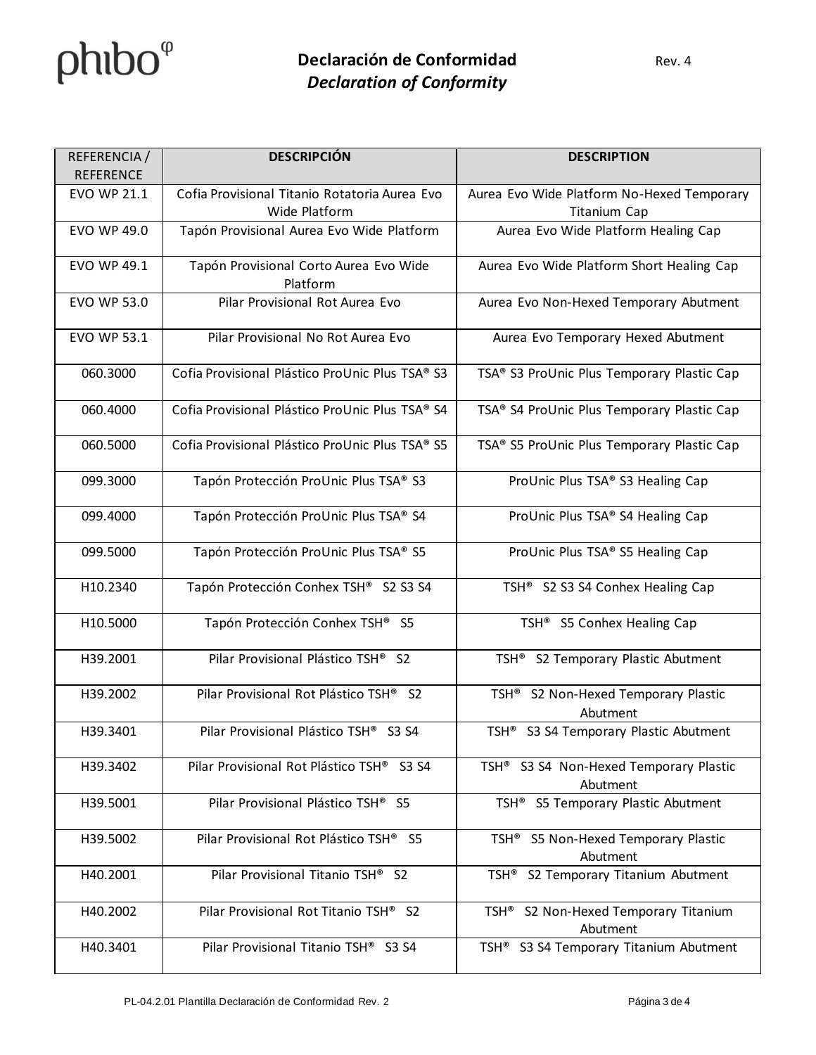| REFERENCIA / REFERENCE | DESCRIPCIÓN | DESCRIPTION |
|---|---|---|
| EVO WP 21.1 | Cofia Provisional Titanio Rotatoria Aurea Evo Wide Platform | Aurea Evo Wide Platform No-Hexed Temporary Titanium Cap |
| EVO WP 49.0 | Tapón Provisional Aurea Evo Wide Platform | Aurea Evo Wide Platform Healing Cap |
| EVO WP 49.1 | Tapón Provisional Corto Aurea Evo Wide Platform | Aurea Evo Wide Platform Short Healing Cap |
| EVO WP 53.0 | Pilar Provisional Rot Aurea Evo | Aurea Evo Non-Hexed Temporary Abutment |
| EVO WP 53.1 | Pilar Provisional No Rot Aurea Evo | Aurea Evo Temporary Hexed Abutment |
| 060.3000 | Cofia Provisional Plástico ProUnic Plus TSA® S3 | TSA® S3 ProUnic Plus Temporary Plastic Cap |
| 060.4000 | Cofia Provisional Plástico ProUnic Plus TSA® S4 | TSA® S4 ProUnic Plus Temporary Plastic Cap |
| 060.5000 | Cofia Provisional Plástico ProUnic Plus TSA® S5 | TSA® S5 ProUnic Plus Temporary Plastic Cap |
| 099.3000 | Tapón Protección ProUnic Plus TSA® S3 | ProUnic Plus TSA® S3 Healing Cap |
| 099.4000 | Tapón Protección ProUnic Plus TSA® S4 | ProUnic Plus TSA® S4 Healing Cap |
| 099.5000 | Tapón Protección ProUnic Plus TSA® S5 | ProUnic Plus TSA® S5 Healing Cap |
| H10.2340 | Tapón Protección Conhex TSH® S2 S3 S4 | TSH® S2 S3 S4 Conhex Healing Cap |
| H10.5000 | Tapón Protección Conhex TSH® S5 | TSH® S5 Conhex Healing Cap |
| H39.2001 | Pilar Provisional Plástico TSH® S2 | TSH® S2 Temporary Plastic Abutment |
| H39.2002 | Pilar Provisional Rot Plástico TSH® S2 | TSH® S2 Non-Hexed Temporary Plastic Abutment |
| H39.3401 | Pilar Provisional Plástico TSH® S3 S4 | TSH® S3 S4 Temporary Plastic Abutment |
| H39.3402 | Pilar Provisional Rot Plástico TSH® S3 S4 | TSH® S3 S4 Non-Hexed Temporary Plastic Abutment |
| H39.5001 | Pilar Provisional Plástico TSH® S5 | TSH® S5 Temporary Plastic Abutment |
| H39.5002 | Pilar Provisional Rot Plástico TSH® S5 | TSH® S5 Non-Hexed Temporary Plastic Abutment |
| H40.2001 | Pilar Provisional Titanio TSH® S2 | TSH® S2 Temporary Titanium Abutment |
| H40.2002 | Pilar Provisional Rot Titanio TSH® S2 | TSH® S2 Non-Hexed Temporary Titanium Abutment |
| H40.3401 | Pilar Provisional Titanio TSH® S3 S4 | TSH® S3 S4 Temporary Titanium Abutment |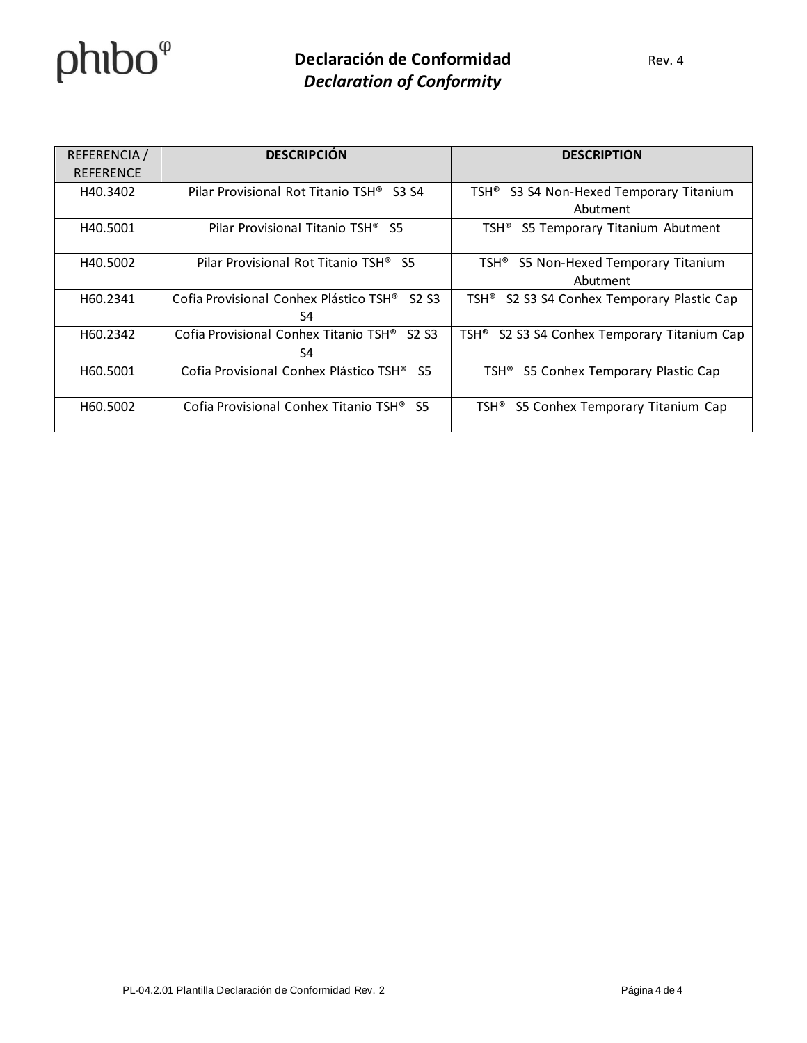| REFERENCIA / REFERENCE | DESCRIPCIÓN | DESCRIPTION |
| --- | --- | --- |
| H40.3402 | Pilar Provisional Rot Titanio TSH® S3 S4 | TSH® S3 S4 Non-Hexed Temporary Titanium Abutment |
| H40.5001 | Pilar Provisional Titanio TSH® S5 | TSH® S5 Temporary Titanium Abutment |
| H40.5002 | Pilar Provisional Rot Titanio TSH® S5 | TSH® S5 Non-Hexed Temporary Titanium Abutment |
| H60.2341 | Cofia Provisional Conhex Plástico TSH® S2 S3 S4 | TSH® S2 S3 S4 Conhex Temporary Plastic Cap |
| H60.2342 | Cofia Provisional Conhex Titanio TSH® S2 S3 S4 | TSH® S2 S3 S4 Conhex Temporary Titanium Cap |
| H60.5001 | Cofia Provisional Conhex Plástico TSH® S5 | TSH® S5 Conhex Temporary Plastic Cap |
| H60.5002 | Cofia Provisional Conhex Titanio TSH® S5 | TSH® S5 Conhex Temporary Titanium Cap |